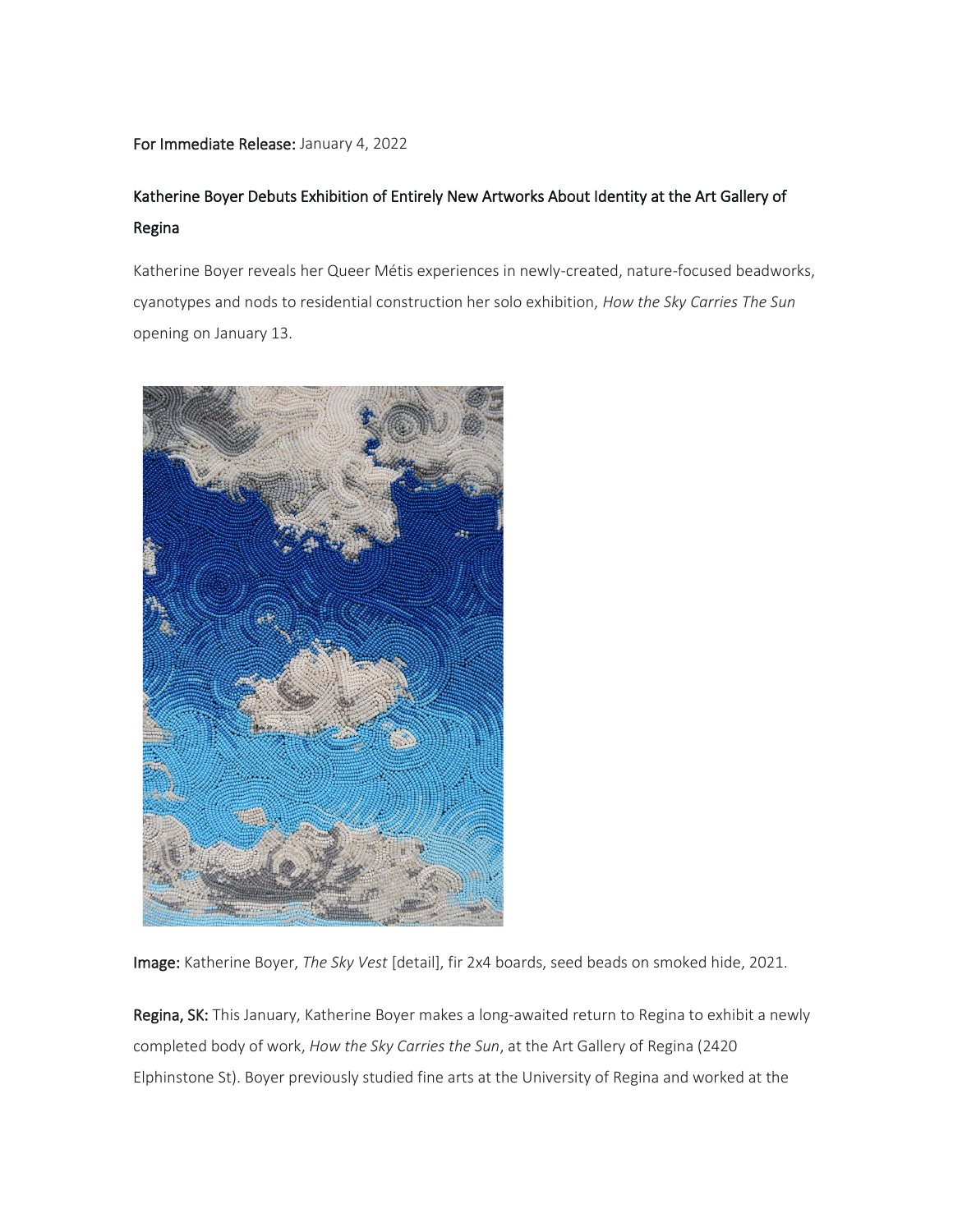**For Immediate Release:** January 4, 2022

## Katherine Boyer Debuts Exhibition of Entirely New Artworks About Identity at the Art Gallery of Regina

Katherine Boyer reveals her Queer Métis experiences in newly-created, nature-focused beadworks, cyanotypes and nods to residential construction her solo exhibition, *How the Sky Carries The Sun* opening on January 13.

**Image:** Katherine Boyer, *The Sky Vest* [detail], fir 2x4 boards, seed beads on smoked hide, 2021.

**Regina, SK:** This January, Katherine Boyer makes a long-awaited return to Regina to exhibit a newly completed body of work, *How the Sky Carries the Sun*, at the Art Gallery of Regina (2420 Elphinstone St). Boyer previously studied fine arts at the University of Regina and worked at the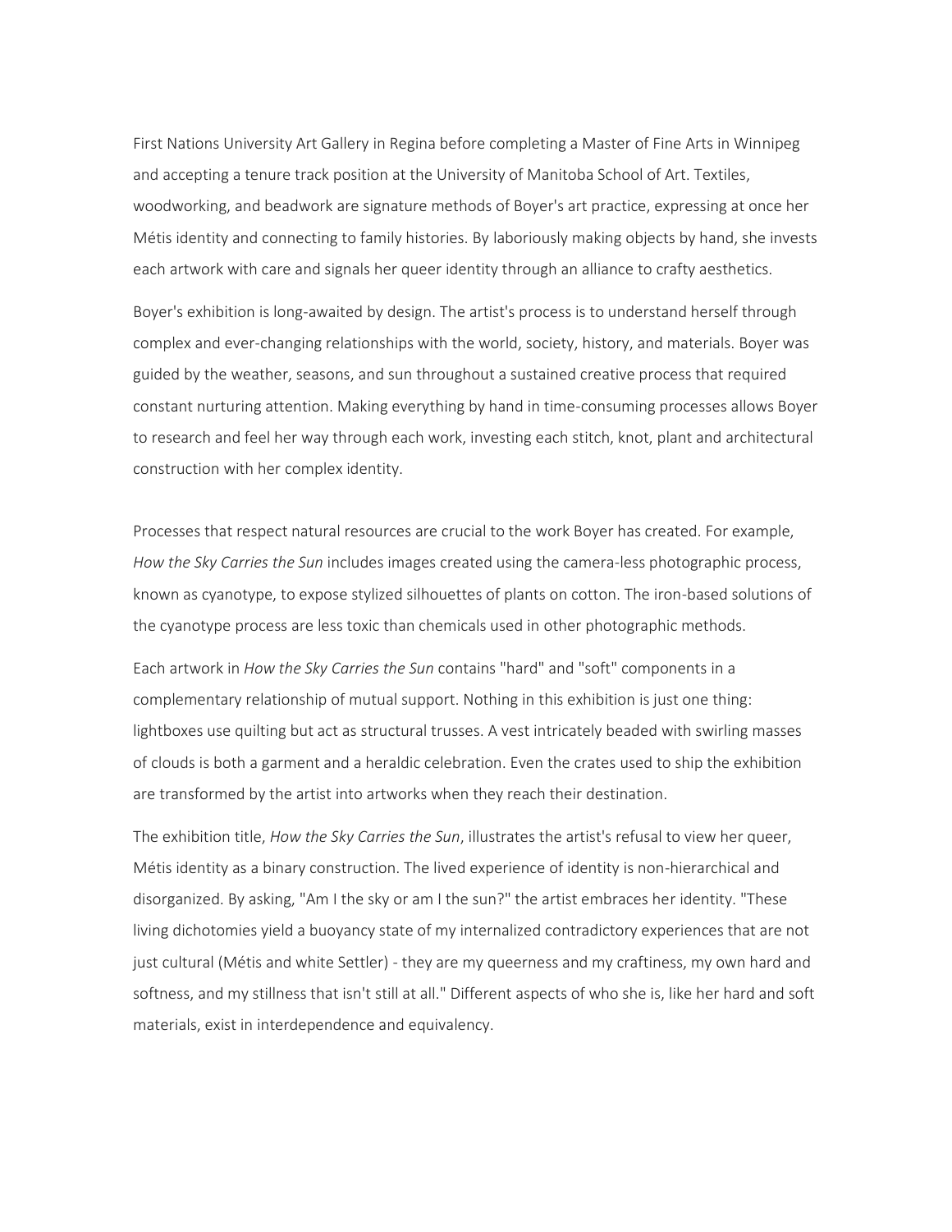First Nations University Art Gallery in Regina before completing a Master of Fine Arts in Winnipeg and accepting a tenure track position at the University of Manitoba School of Art. Textiles, woodworking, and beadwork are signature methods of Boyer's art practice, expressing at once her Métis identity and connecting to family histories. By laboriously making objects by hand, she invests each artwork with care and signals her queer identity through an alliance to crafty aesthetics.

Boyer's exhibition is long-awaited by design. The artist's process is to understand herself through complex and ever-changing relationships with the world, society, history, and materials. Boyer was guided by the weather, seasons, and sun throughout a sustained creative process that required constant nurturing attention. Making everything by hand in time-consuming processes allows Boyer to research and feel her way through each work, investing each stitch, knot, plant and architectural construction with her complex identity.

Processes that respect natural resources are crucial to the work Boyer has created. For example, *How the Sky Carries the Sun* includes images created using the camera-less photographic process, known as cyanotype, to expose stylized silhouettes of plants on cotton. The iron-based solutions of the cyanotype process are less toxic than chemicals used in other photographic methods.

Each artwork in *How the Sky Carries the Sun* contains "hard" and "soft" components in a complementary relationship of mutual support. Nothing in this exhibition is just one thing: lightboxes use quilting but act as structural trusses. A vest intricately beaded with swirling masses of clouds is both a garment and a heraldic celebration. Even the crates used to ship the exhibition are transformed by the artist into artworks when they reach their destination.

The exhibition title, *How the Sky Carries the Sun*, illustrates the artist's refusal to view her queer, Métis identity as a binary construction. The lived experience of identity is non-hierarchical and disorganized. By asking, "Am I the sky or am I the sun?" the artist embraces her identity. "These living dichotomies yield a buoyancy state of my internalized contradictory experiences that are not just cultural (Métis and white Settler) - they are my queerness and my craftiness, my own hard and softness, and my stillness that isn't still at all." Different aspects of who she is, like her hard and soft materials, exist in interdependence and equivalency.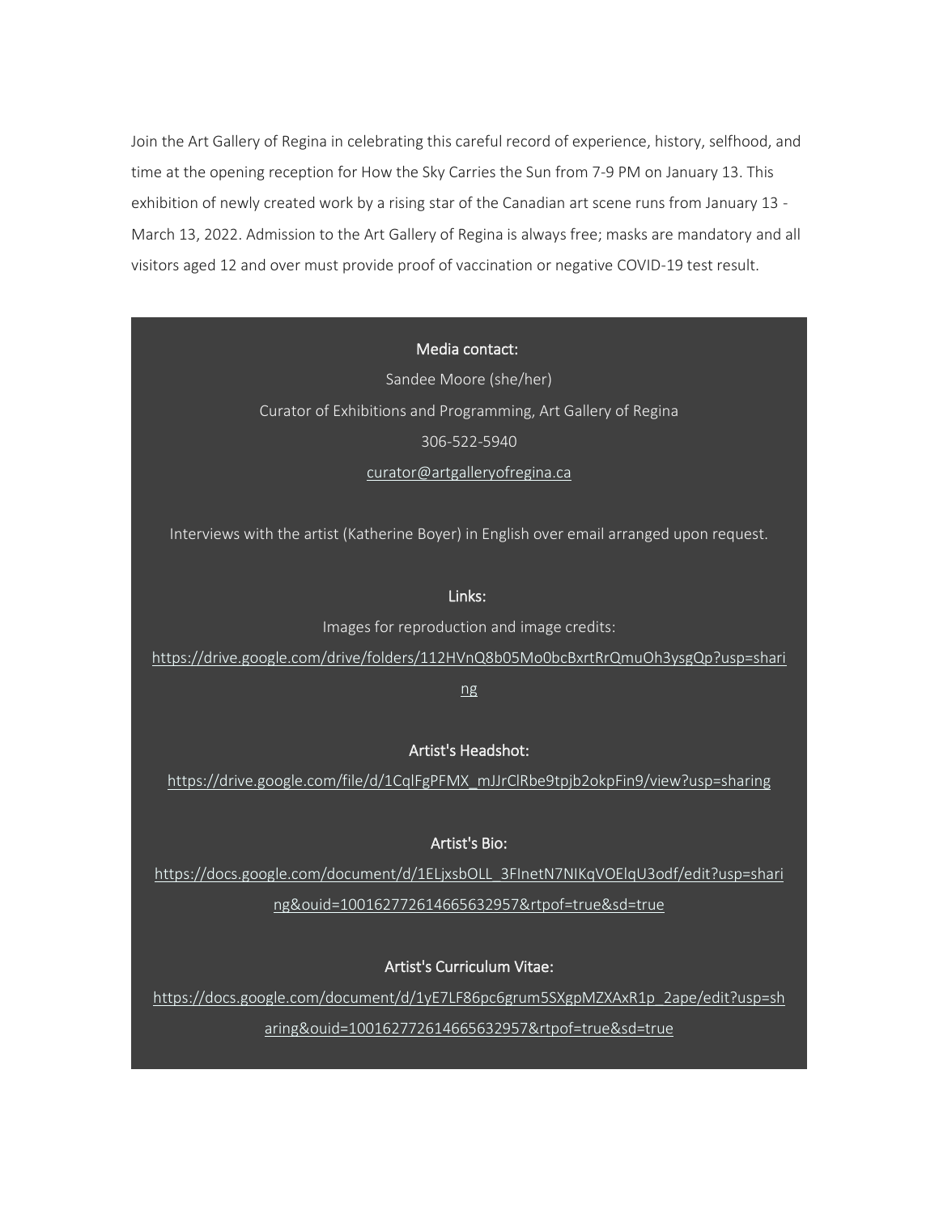Join the Art Gallery of Regina in celebrating this careful record of experience, history, selfhood, and time at the opening reception for How the Sky Carries the Sun from 7-9 PM on January 13. This exhibition of newly created work by a rising star of the Canadian art scene runs from January 13 - March 13, 2022. Admission to the Art Gallery of Regina is always free; masks are mandatory and all visitors aged 12 and over must provide proof of vaccination or negative COVID-19 test result.

**Media contact:**

Sandee Moore (she/her)

Curator of Exhibitions and Programming, Art Gallery of Regina

306-522-5940

curator@artgalleryofregina.ca

Interviews with the artist (Katherine Boyer) in English over email arranged upon request.

**Links:**

Images for reproduction and image credits:

https://drive.google.com/drive/folders/112HVnQ8b05Mo0bcBxrtRrQmuOh3ysgQp?usp=sharing

**Artist's Headshot:**

https://drive.google.com/file/d/1CqlFgPFMX_mJJrClRbe9tpjb2okpFin9/view?usp=sharing

**Artist's Bio:**

https://docs.google.com/document/d/1ELjxsbOLL_3FInetN7NIKqVOElqU3odf/edit?usp=sharing&ouid=100162772614665632957&rtpof=true&sd=true

**Artist's Curriculum Vitae:**

https://docs.google.com/document/d/1yE7LF86pc6grum5SXgpMZXAxR1p_2ape/edit?usp=sharing&ouid=100162772614665632957&rtpof=true&sd=true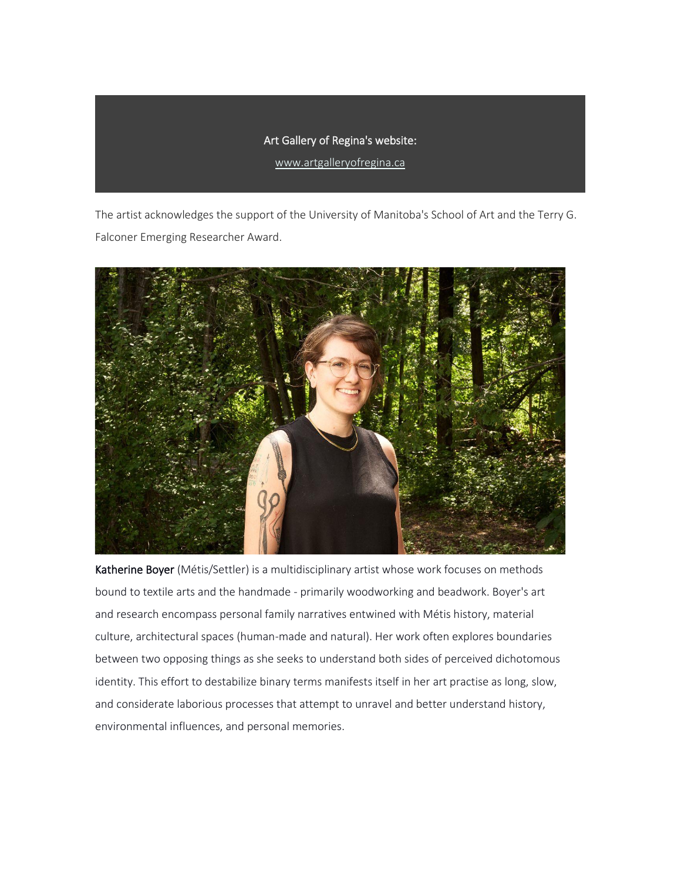Art Gallery of Regina's website:

www.artgalleryofregina.ca

The artist acknowledges the support of the University of Manitoba's School of Art and the Terry G. Falconer Emerging Researcher Award.

**Katherine Boyer** (Métis/Settler) is a multidisciplinary artist whose work focuses on methods bound to textile arts and the handmade - primarily woodworking and beadwork. Boyer's art and research encompass personal family narratives entwined with Métis history, material culture, architectural spaces (human-made and natural). Her work often explores boundaries between two opposing things as she seeks to understand both sides of perceived dichotomous identity. This effort to destabilize binary terms manifests itself in her art practise as long, slow, and considerate laborious processes that attempt to unravel and better understand history, environmental influences, and personal memories.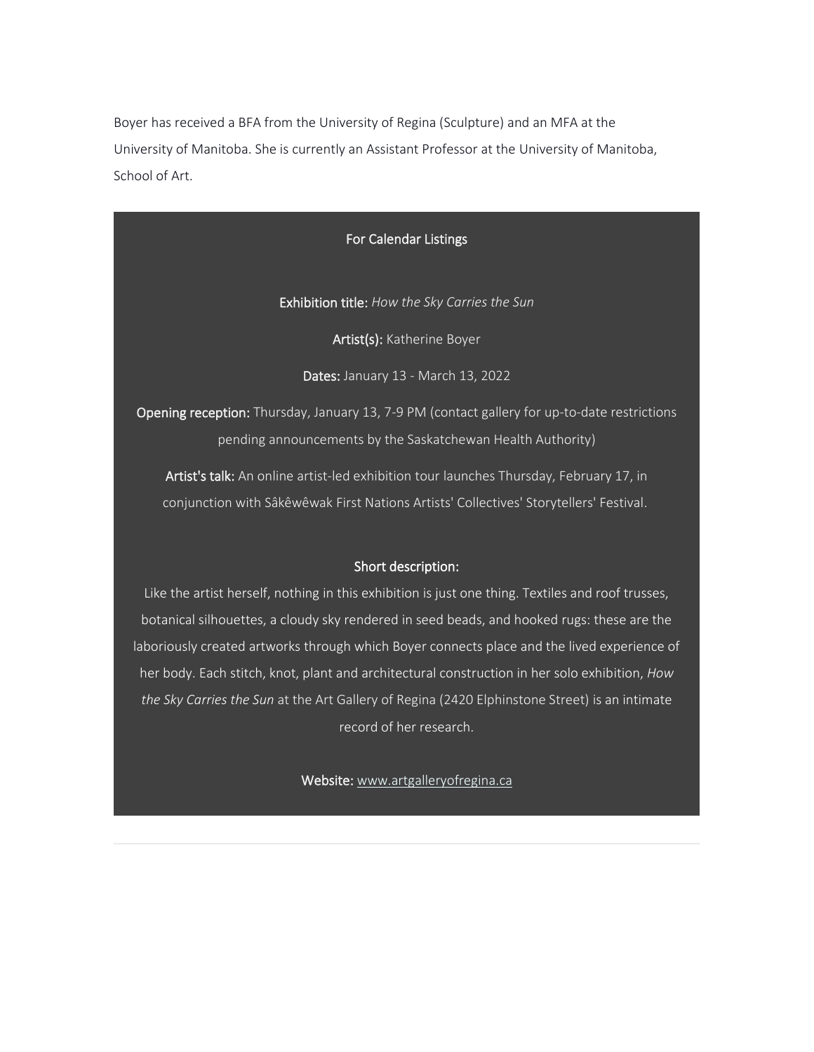Boyer has received a BFA from the University of Regina (Sculpture) and an MFA at the University of Manitoba. She is currently an Assistant Professor at the University of Manitoba, School of Art.

## For Calendar Listings

**Exhibition title:** *How the Sky Carries the Sun*

**Artist(s):** Katherine Boyer

**Dates:** January 13 - March 13, 2022

**Opening reception:** Thursday, January 13, 7-9 PM (contact gallery for up-to-date restrictions pending announcements by the Saskatchewan Health Authority)

**Artist's talk:** An online artist-led exhibition tour launches Thursday, February 17, in conjunction with Sâkêwêwak First Nations Artists' Collectives' Storytellers' Festival.

**Short description:**

Like the artist herself, nothing in this exhibition is just one thing. Textiles and roof trusses, botanical silhouettes, a cloudy sky rendered in seed beads, and hooked rugs: these are the laboriously created artworks through which Boyer connects place and the lived experience of her body. Each stitch, knot, plant and architectural construction in her solo exhibition, *How the Sky Carries the Sun* at the Art Gallery of Regina (2420 Elphinstone Street) is an intimate record of her research.

**Website:** www.artgalleryofregina.ca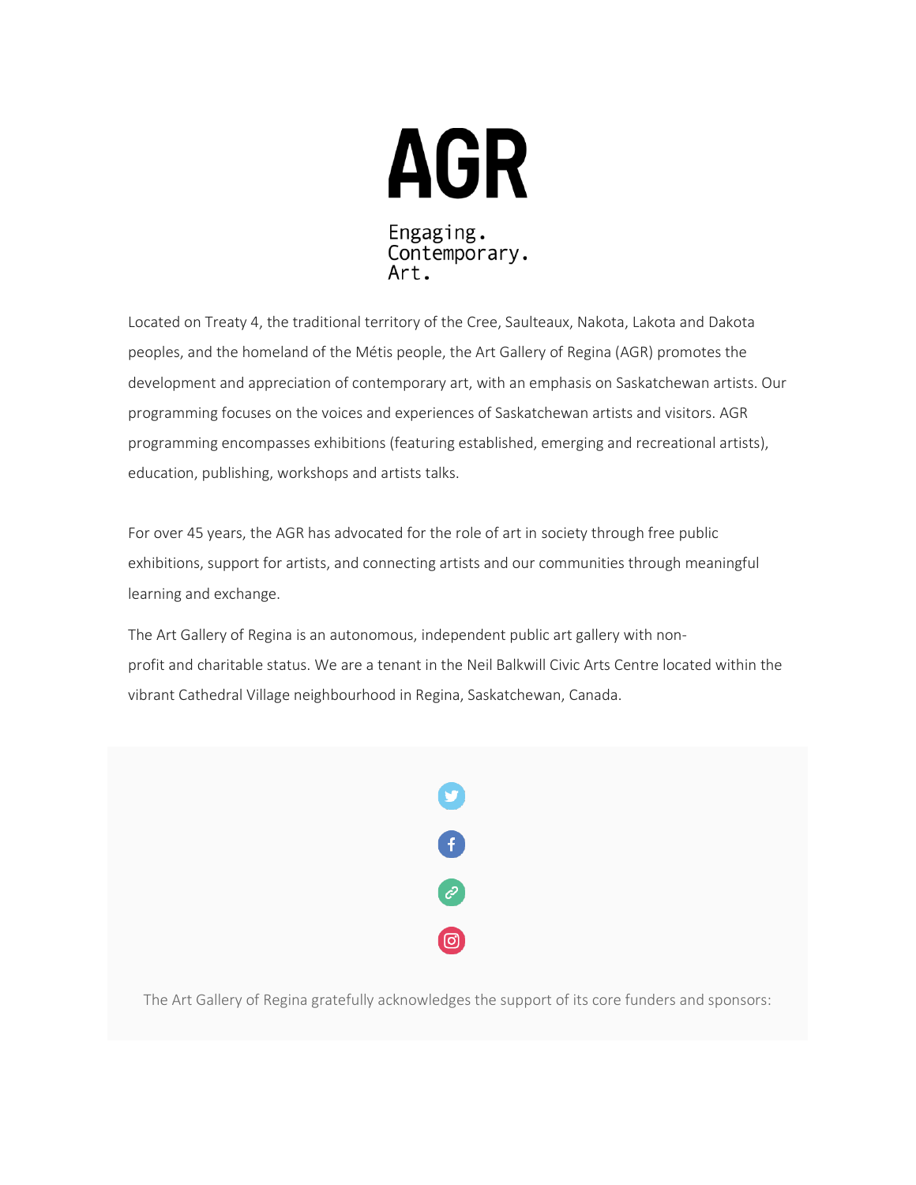# AGR

Engaging.
Contemporary.
Art.

Located on Treaty 4, the traditional territory of the Cree, Saulteaux, Nakota, Lakota and Dakota peoples, and the homeland of the Métis people, the Art Gallery of Regina (AGR) promotes the development and appreciation of contemporary art, with an emphasis on Saskatchewan artists. Our programming focuses on the voices and experiences of Saskatchewan artists and visitors. AGR programming encompasses exhibitions (featuring established, emerging and recreational artists), education, publishing, workshops and artists talks.

For over 45 years, the AGR has advocated for the role of art in society through free public exhibitions, support for artists, and connecting artists and our communities through meaningful learning and exchange.

The Art Gallery of Regina is an autonomous, independent public art gallery with non-profit and charitable status. We are a tenant in the Neil Balkwill Civic Arts Centre located within the vibrant Cathedral Village neighbourhood in Regina, Saskatchewan, Canada.

The Art Gallery of Regina gratefully acknowledges the support of its core funders and sponsors: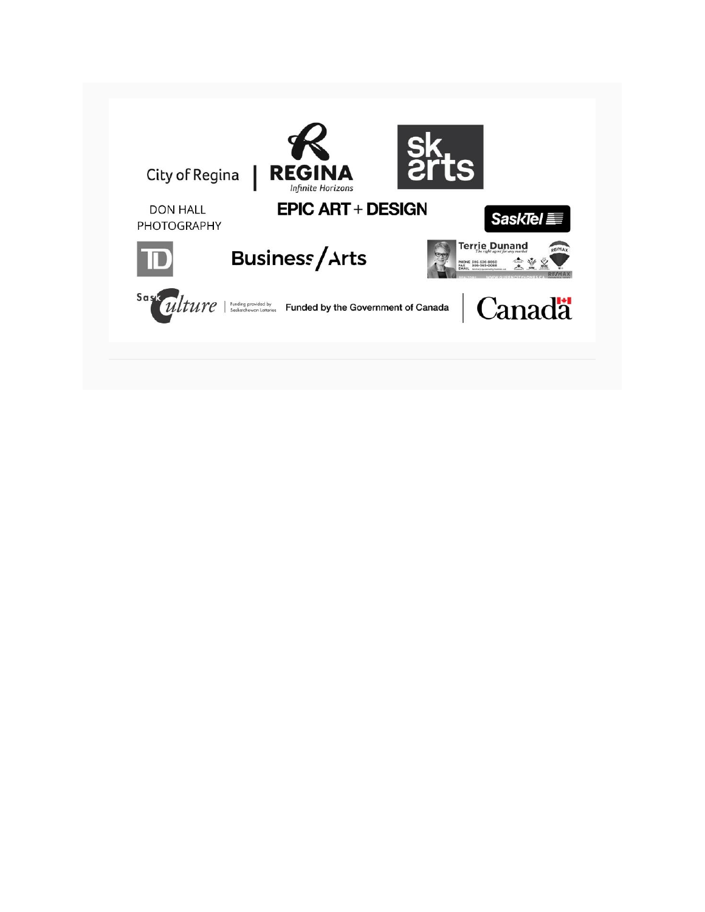City of Regina | REGINA Infinite Horizons

sk arts

DON HALL PHOTOGRAPHY

EPIC ART + DESIGN

SaskTel

TD

Business/Arts

Terrie Dunand
The right agent for any market

RE/MAX

SaskCulture | Funding provided by Saskatchewan Lotteries

Funded by the Government of Canada | Canada